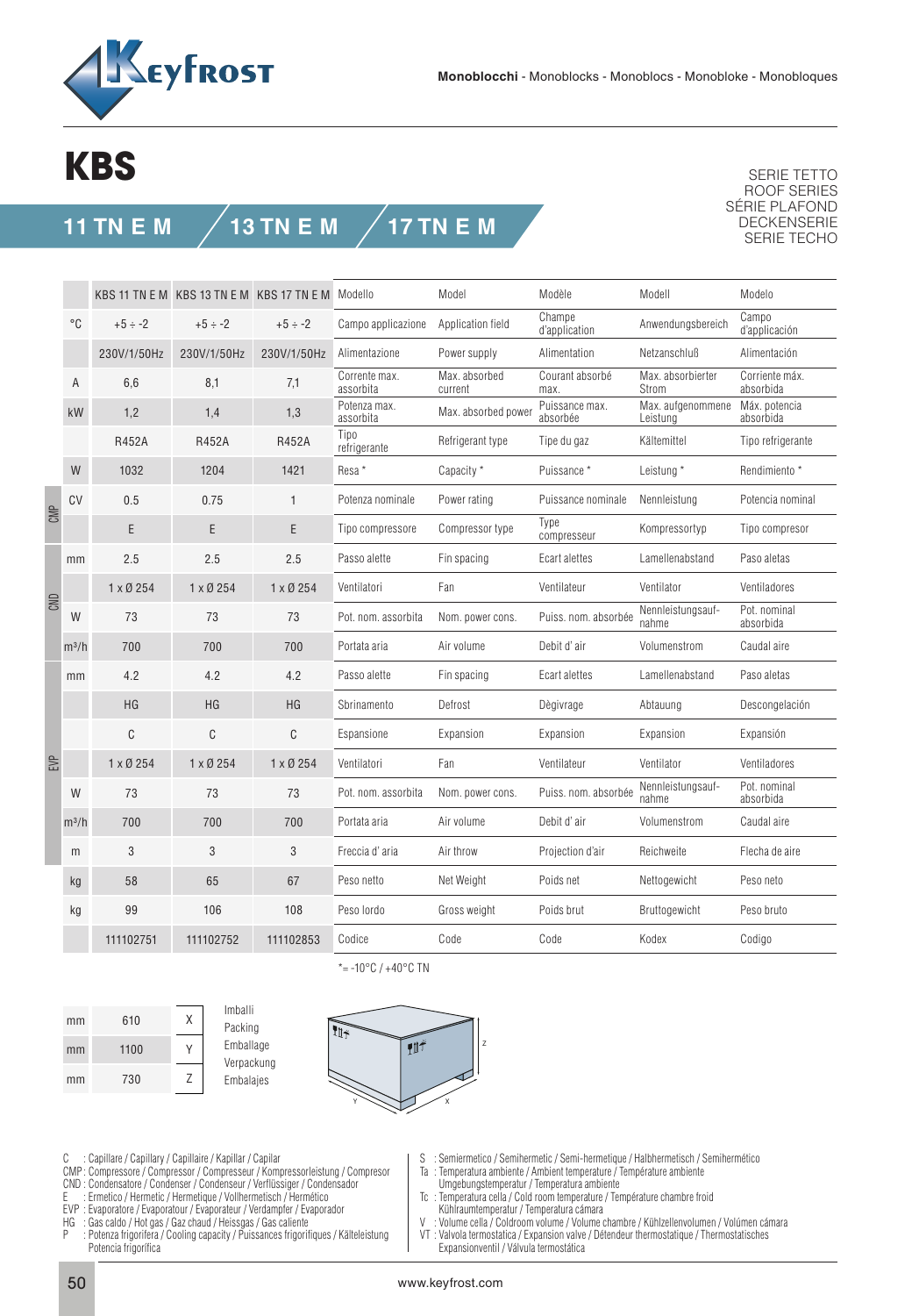Monoblocchi - Monoblocks - Monoblocs - Monobloke - Monobloques

# KBS

SERIE TETTO
ROOF SERIES
SÉRIE PLAFOND
DECKENSERIE
SERIE TECHO

## 11 TN E M / 13 TN E M / 17 TN E M

| | | KBS 11 TN E M | KBS 13 TN E M | KBS 17 TN E M | Modello | Model | Modèle | Modell | Modelo |
|---|---|---|---|---|---|---|---|---|---|
| | °C | +5 ÷ -2 | +5 ÷ -2 | +5 ÷ -2 | Campo applicazione | Application field | Champe d'application | Anwendungsbereich | Campo d'applicación |
| | | 230V/1/50Hz | 230V/1/50Hz | 230V/1/50Hz | Alimentazione | Power supply | Alimentation | Netzanschluß | Alimentación |
| | A | 6,6 | 8,1 | 7,1 | Corrente max. assorbita | Max. absorbed current | Courant absorbé max. | Max. absorbierter Strom | Corriente máx. absorbida |
| | kW | 1,2 | 1,4 | 1,3 | Potenza max. assorbita | Max. absorbed power | Puissance max. absorbée | Max. aufgenommene Leistung | Máx. potencia absorbida |
| | | R452A | R452A | R452A | Tipo refrigerante | Refrigerant type | Tipe du gaz | Kältemittel | Tipo refrigerante |
| | W | 1032 | 1204 | 1421 | Resa * | Capacity * | Puissance * | Leistung * | Rendimiento * |
| CMP | CV | 0.5 | 0.75 | 1 | Potenza nominale | Power rating | Puissance nominale | Nennleistung | Potencia nominal |
| CMP | | E | E | E | Tipo compressore | Compressor type | Type compresseur | Kompressortyp | Tipo compresor |
| CND | mm | 2.5 | 2.5 | 2.5 | Passo alette | Fin spacing | Ecart alettes | Lamellenabstand | Paso aletas |
| CND | | 1 x Ø 254 | 1 x Ø 254 | 1 x Ø 254 | Ventilatori | Fan | Ventilateur | Ventilator | Ventiladores |
| CND | W | 73 | 73 | 73 | Pot. nom. assorbita | Nom. power cons. | Puiss. nom. absorbée | Nennleistungsaufnahme | Pot. nominal absorbida |
| CND | m³/h | 700 | 700 | 700 | Portata aria | Air volume | Debit d' air | Volumenstrom | Caudal aire |
| EVP | mm | 4.2 | 4.2 | 4.2 | Passo alette | Fin spacing | Ecart alettes | Lamellenabstand | Paso aletas |
| EVP | | HG | HG | HG | Sbrinamento | Defrost | Dègivrage | Abtauung | Descongelación |
| EVP | | C | C | C | Espansione | Expansion | Expansion | Expansion | Expansión |
| EVP | | 1 x Ø 254 | 1 x Ø 254 | 1 x Ø 254 | Ventilatori | Fan | Ventilateur | Ventilator | Ventiladores |
| EVP | W | 73 | 73 | 73 | Pot. nom. assorbita | Nom. power cons. | Puiss. nom. absorbée | Nennleistungsaufnahme | Pot. nominal absorbida |
| EVP | m³/h | 700 | 700 | 700 | Portata aria | Air volume | Debit d' air | Volumenstrom | Caudal aire |
| EVP | m | 3 | 3 | 3 | Freccia d' aria | Air throw | Projection d'air | Reichweite | Flecha de aire |
| | kg | 58 | 65 | 67 | Peso netto | Net Weight | Poids net | Nettogewicht | Peso neto |
| | kg | 99 | 106 | 108 | Peso lordo | Gross weight | Poids brut | Bruttogewicht | Peso bruto |
| | | 111102751 | 111102752 | 111102853 | Codice | Code | Code | Kodex | Codigo |

*= -10°C / +40°C TN

| | | | |
|---|---|---|---|
| mm | 610 | X | Imballi / Packing / Emballage / Verpackung / Embalajes |
| mm | 1100 | Y | |
| mm | 730 | Z | |

C : Capillare / Capillary / Capillaire / Kapillar / Capilar
CMP: Compressore / Compressor / Compresseur / Kompressorleistung / Compresor
CND : Condensatore / Condenser / Condenseur / Verflüssiger / Condensador
E : Ermetico / Hermetic / Hermetique / Vollhermetisch / Hermético
EVP : Evaporatore / Evaporatour / Evaporateur / Verdampfer / Evaporador
HG : Gas caldo / Hot gas / Gaz chaud / Heissgas / Gas caliente
P : Potenza frigorifera / Cooling capacity / Puissances frigorifiques / Kälteleistung Potencia frigorífica

S : Semiermetico / Semihermetic / Semi-hermetique / Halbhermetisch / Semihermético
Ta : Temperatura ambiente / Ambient temperature / Température ambiente Umgebungstemperatur / Temperatura ambiente
Tc : Temperatura cella / Cold room temperature / Température chambre froid Kühlraumtemperatur / Temperatura cámara
V : Volume cella / Coldroom volume / Volume chambre / Kühlzellenvolumen / Volúmen cámara
VT : Valvola termostatica / Expansion valve / Détendeur thermostatique / Thermostatisches Expansionventil / Válvula termostática

www.keyfrost.com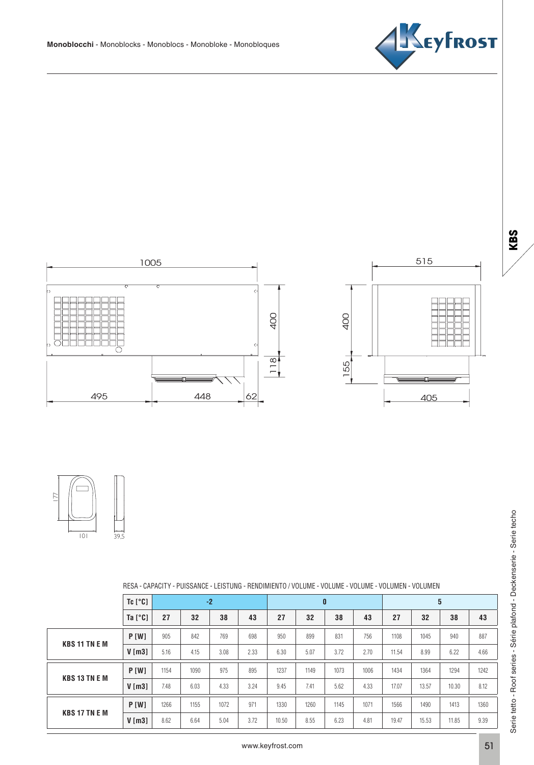**Monoblocchi** - Monoblocks - Monoblocs - Monobloke - Monobloques

1005
400
118
495
448
62
515
400
155
405
177
101
39,5

RESA - CAPACITY - PUISSANCE - LEISTUNG - RENDIMIENTO / VOLUME - VOLUME - VOLUME - VOLUMEN - VOLUMEN

| | Tc [°C] | -2 | | | | 0 | | | | 5 | | | |
|---|---|---|---|---|---|---|---|---|---|---|---|---|---|
| | Ta [°C] | 27 | 32 | 38 | 43 | 27 | 32 | 38 | 43 | 27 | 32 | 38 | 43 |
| KBS 11 TN E M | P [W] | 905 | 842 | 769 | 698 | 950 | 899 | 831 | 756 | 1108 | 1045 | 940 | 887 |
| | V [m3] | 5.16 | 4.15 | 3.08 | 2.33 | 6.30 | 5.07 | 3.72 | 2.70 | 11.54 | 8.99 | 6.22 | 4.66 |
| KBS 13 TN E M | P [W] | 1154 | 1090 | 975 | 895 | 1237 | 1149 | 1073 | 1006 | 1434 | 1364 | 1294 | 1242 |
| | V [m3] | 7.48 | 6.03 | 4.33 | 3.24 | 9.45 | 7.41 | 5.62 | 4.33 | 17.07 | 13.57 | 10.30 | 8.12 |
| KBS 17 TN E M | P [W] | 1266 | 1155 | 1072 | 971 | 1330 | 1260 | 1145 | 1071 | 1566 | 1490 | 1413 | 1360 |
| | V [m3] | 8.62 | 6.64 | 5.04 | 3.72 | 10.50 | 8.55 | 6.23 | 4.81 | 19.47 | 15.53 | 11.85 | 9.39 |

www.keyfrost.com